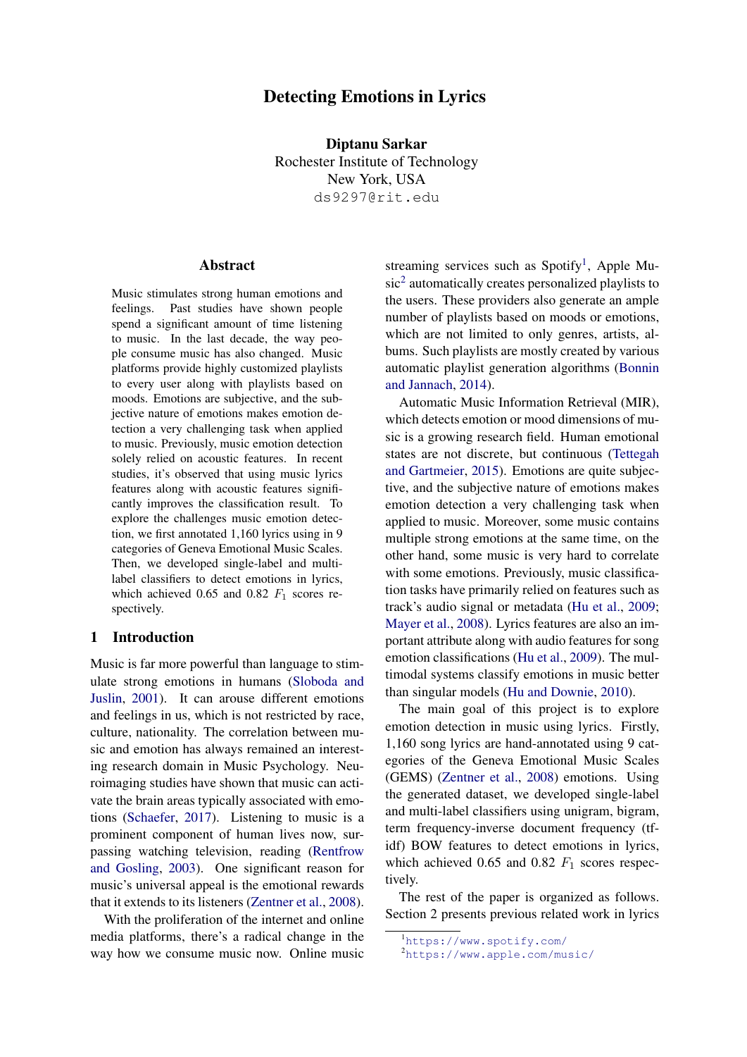# Detecting Emotions in Lyrics

**Diptanu Sarkar**
Rochester Institute of Technology
New York, USA
ds9297@rit.edu

## Abstract

Music stimulates strong human emotions and feelings. Past studies have shown people spend a significant amount of time listening to music. In the last decade, the way people consume music has also changed. Music platforms provide highly customized playlists to every user along with playlists based on moods. Emotions are subjective, and the subjective nature of emotions makes emotion detection a very challenging task when applied to music. Previously, music emotion detection solely relied on acoustic features. In recent studies, it's observed that using music lyrics features along with acoustic features significantly improves the classification result. To explore the challenges music emotion detection, we first annotated 1,160 lyrics using in 9 categories of Geneva Emotional Music Scales. Then, we developed single-label and multi-label classifiers to detect emotions in lyrics, which achieved 0.65 and 0.82 $F_1$ scores respectively.

## 1 Introduction

Music is far more powerful than language to stimulate strong emotions in humans (Sloboda and Juslin, 2001). It can arouse different emotions and feelings in us, which is not restricted by race, culture, nationality. The correlation between music and emotion has always remained an interesting research domain in Music Psychology. Neuroimaging studies have shown that music can activate the brain areas typically associated with emotions (Schaefer, 2017). Listening to music is a prominent component of human lives now, surpassing watching television, reading (Rentfrow and Gosling, 2003). One significant reason for music's universal appeal is the emotional rewards that it extends to its listeners (Zentner et al., 2008).

With the proliferation of the internet and online media platforms, there's a radical change in the way how we consume music now. Online music streaming services such as Spotify[1], Apple Music[2] automatically creates personalized playlists to the users. These providers also generate an ample number of playlists based on moods or emotions, which are not limited to only genres, artists, albums. Such playlists are mostly created by various automatic playlist generation algorithms (Bonnin and Jannach, 2014).

Automatic Music Information Retrieval (MIR), which detects emotion or mood dimensions of music is a growing research field. Human emotional states are not discrete, but continuous (Tettegah and Gartmeier, 2015). Emotions are quite subjective, and the subjective nature of emotions makes emotion detection a very challenging task when applied to music. Moreover, some music contains multiple strong emotions at the same time, on the other hand, some music is very hard to correlate with some emotions. Previously, music classification tasks have primarily relied on features such as track's audio signal or metadata (Hu et al., 2009; Mayer et al., 2008). Lyrics features are also an important attribute along with audio features for song emotion classifications (Hu et al., 2009). The multimodal systems classify emotions in music better than singular models (Hu and Downie, 2010).

The main goal of this project is to explore emotion detection in music using lyrics. Firstly, 1,160 song lyrics are hand-annotated using 9 categories of the Geneva Emotional Music Scales (GEMS) (Zentner et al., 2008) emotions. Using the generated dataset, we developed single-label and multi-label classifiers using unigram, bigram, term frequency-inverse document frequency (tf-idf) BOW features to detect emotions in lyrics, which achieved 0.65 and 0.82 $F_1$ scores respectively.

The rest of the paper is organized as follows. Section 2 presents previous related work in lyrics

[1] https://www.spotify.com/
[2] https://www.apple.com/music/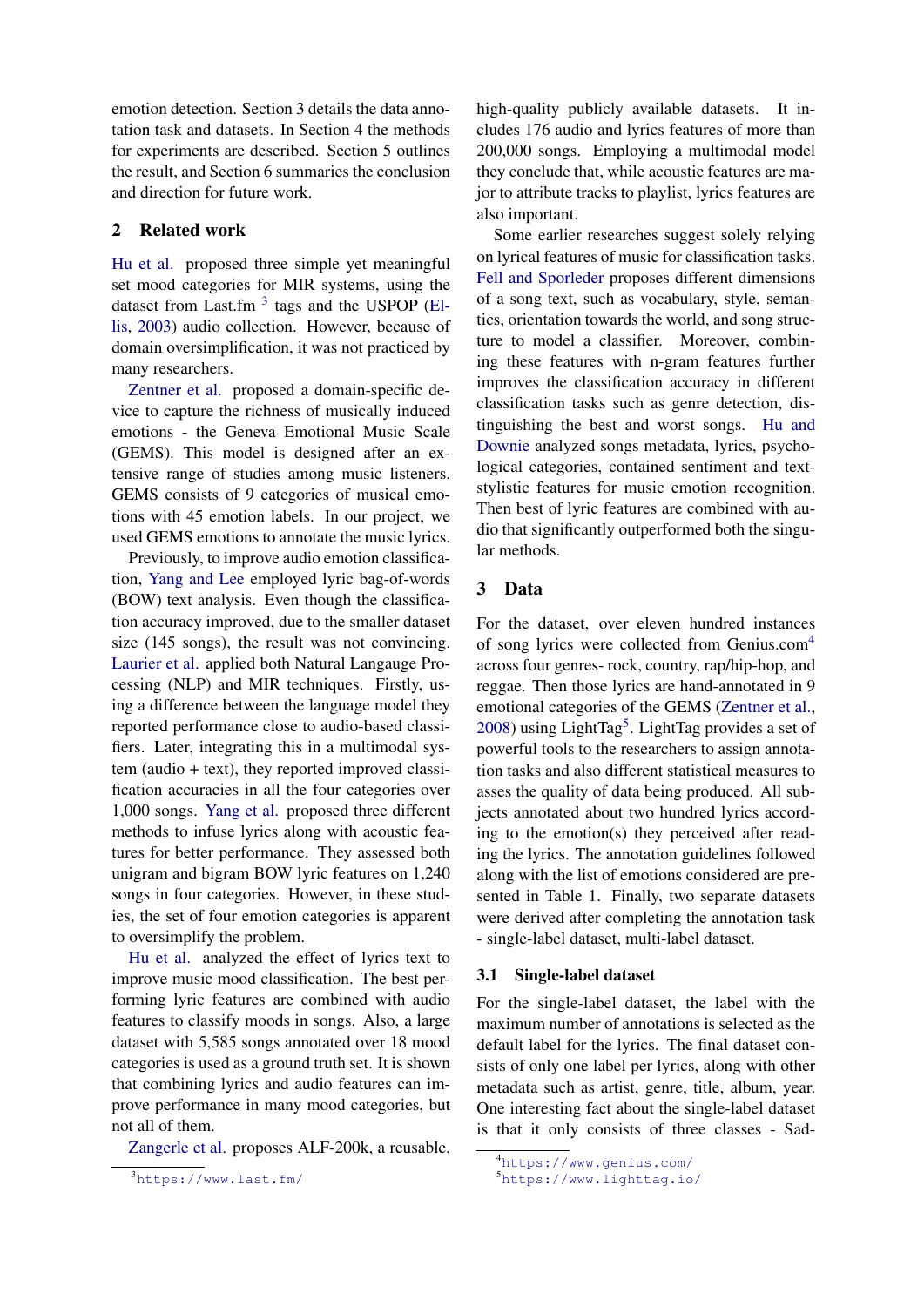emotion detection. Section 3 details the data annotation task and datasets. In Section 4 the methods for experiments are described. Section 5 outlines the result, and Section 6 summaries the conclusion and direction for future work.

## 2 Related work

Hu et al. proposed three simple yet meaningful set mood categories for MIR systems, using the dataset from Last.fm [3] tags and the USPOP (Ellis, 2003) audio collection. However, because of domain oversimplification, it was not practiced by many researchers.

Zentner et al. proposed a domain-specific device to capture the richness of musically induced emotions - the Geneva Emotional Music Scale (GEMS). This model is designed after an extensive range of studies among music listeners. GEMS consists of 9 categories of musical emotions with 45 emotion labels. In our project, we used GEMS emotions to annotate the music lyrics.

Previously, to improve audio emotion classification, Yang and Lee employed lyric bag-of-words (BOW) text analysis. Even though the classification accuracy improved, due to the smaller dataset size (145 songs), the result was not convincing. Laurier et al. applied both Natural Langauge Processing (NLP) and MIR techniques. Firstly, using a difference between the language model they reported performance close to audio-based classifiers. Later, integrating this in a multimodal system (audio + text), they reported improved classification accuracies in all the four categories over 1,000 songs. Yang et al. proposed three different methods to infuse lyrics along with acoustic features for better performance. They assessed both unigram and bigram BOW lyric features on 1,240 songs in four categories. However, in these studies, the set of four emotion categories is apparent to oversimplify the problem.

Hu et al. analyzed the effect of lyrics text to improve music mood classification. The best performing lyric features are combined with audio features to classify moods in songs. Also, a large dataset with 5,585 songs annotated over 18 mood categories is used as a ground truth set. It is shown that combining lyrics and audio features can improve performance in many mood categories, but not all of them.

Zangerle et al. proposes ALF-200k, a reusable, high-quality publicly available datasets. It includes 176 audio and lyrics features of more than 200,000 songs. Employing a multimodal model they conclude that, while acoustic features are major to attribute tracks to playlist, lyrics features are also important.

Some earlier researches suggest solely relying on lyrical features of music for classification tasks. Fell and Sporleder proposes different dimensions of a song text, such as vocabulary, style, semantics, orientation towards the world, and song structure to model a classifier. Moreover, combining these features with n-gram features further improves the classification accuracy in different classification tasks such as genre detection, distinguishing the best and worst songs. Hu and Downie analyzed songs metadata, lyrics, psychological categories, contained sentiment and text-stylistic features for music emotion recognition. Then best of lyric features are combined with audio that significantly outperformed both the singular methods.

## 3 Data

For the dataset, over eleven hundred instances of song lyrics were collected from Genius.com[4] across four genres- rock, country, rap/hip-hop, and reggae. Then those lyrics are hand-annotated in 9 emotional categories of the GEMS (Zentner et al., 2008) using LightTag[5]. LightTag provides a set of powerful tools to the researchers to assign annotation tasks and also different statistical measures to asses the quality of data being produced. All subjects annotated about two hundred lyrics according to the emotion(s) they perceived after reading the lyrics. The annotation guidelines followed along with the list of emotions considered are presented in Table 1. Finally, two separate datasets were derived after completing the annotation task - single-label dataset, multi-label dataset.

### 3.1 Single-label dataset

For the single-label dataset, the label with the maximum number of annotations is selected as the default label for the lyrics. The final dataset consists of only one label per lyrics, along with other metadata such as artist, genre, title, album, year. One interesting fact about the single-label dataset is that it only consists of three classes - Sad-

[3] https://www.last.fm/

[4] https://www.genius.com/

[5] https://www.lighttag.io/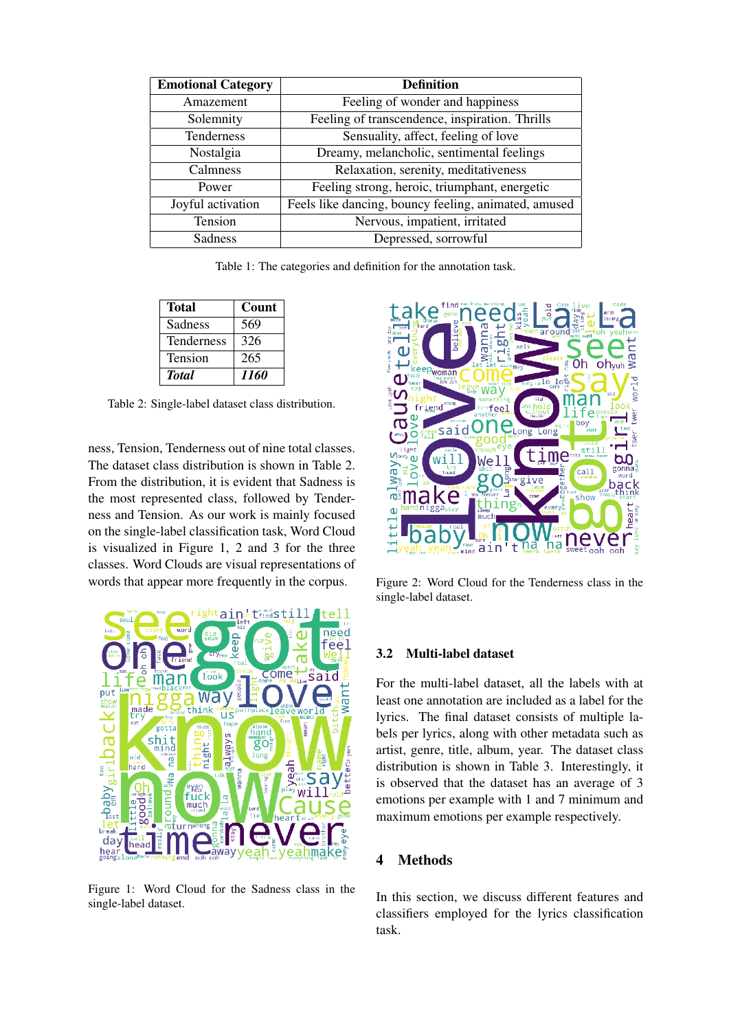| Emotional Category | Definition |
|---|---|
| Amazement | Feeling of wonder and happiness |
| Solemnity | Feeling of transcendence, inspiration. Thrills |
| Tenderness | Sensuality, affect, feeling of love |
| Nostalgia | Dreamy, melancholic, sentimental feelings |
| Calmness | Relaxation, serenity, meditativeness |
| Power | Feeling strong, heroic, triumphant, energetic |
| Joyful activation | Feels like dancing, bouncy feeling, animated, amused |
| Tension | Nervous, impatient, irritated |
| Sadness | Depressed, sorrowful |

Table 1: The categories and definition for the annotation task.

| Total | Count |
|---|---|
| Sadness | 569 |
| Tenderness | 326 |
| Tension | 265 |
| ***Total*** | ***1160*** |

Table 2: Single-label dataset class distribution.

ness, Tension, Tenderness out of nine total classes. The dataset class distribution is shown in Table 2. From the distribution, it is evident that Sadness is the most represented class, followed by Tenderness and Tension. As our work is mainly focused on the single-label classification task, Word Cloud is visualized in Figure 1, 2 and 3 for the three classes. Word Clouds are visual representations of words that appear more frequently in the corpus.

Figure 1: Word Cloud for the Sadness class in the single-label dataset.

Figure 2: Word Cloud for the Tenderness class in the single-label dataset.

### 3.2 Multi-label dataset

For the multi-label dataset, all the labels with at least one annotation are included as a label for the lyrics. The final dataset consists of multiple labels per lyrics, along with other metadata such as artist, genre, title, album, year. The dataset class distribution is shown in Table 3. Interestingly, it is observed that the dataset has an average of 3 emotions per example with 1 and 7 minimum and maximum emotions per example respectively.

## 4 Methods

In this section, we discuss different features and classifiers employed for the lyrics classification task.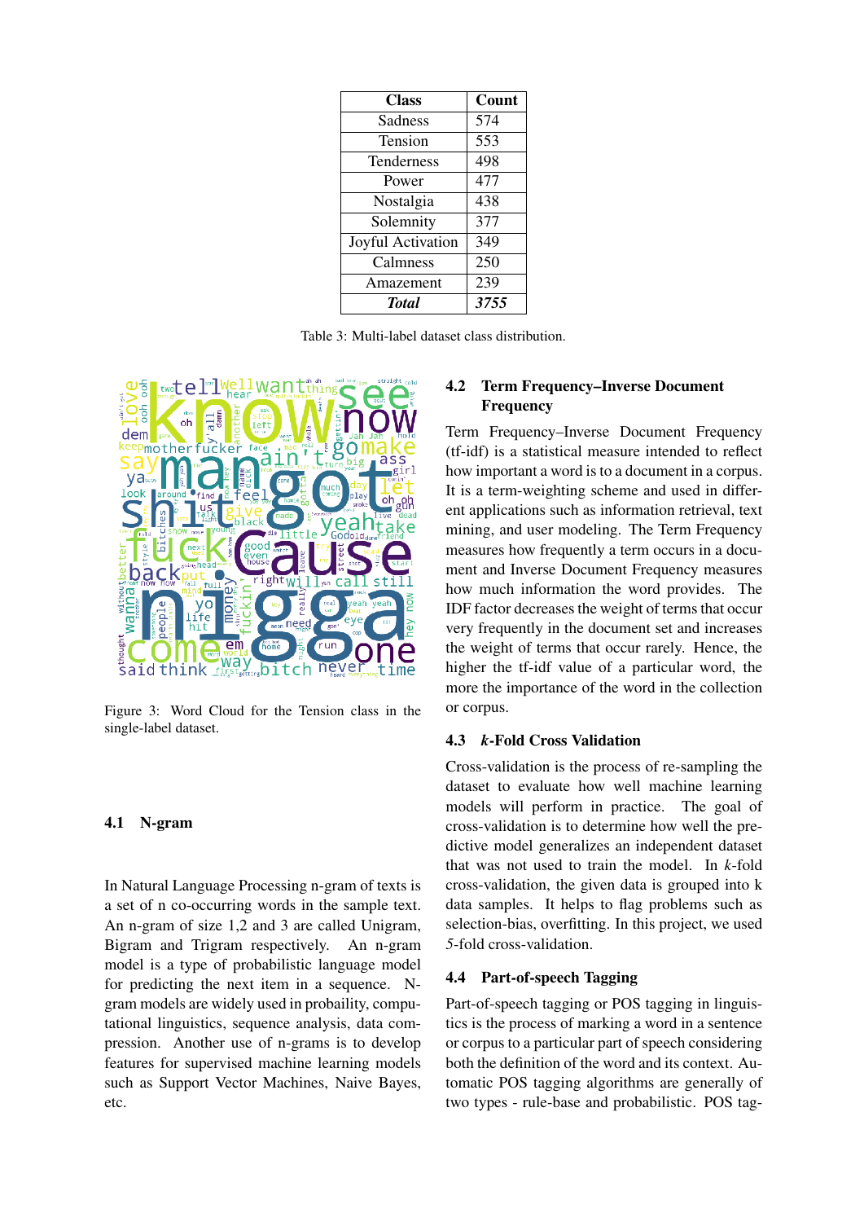| Class | Count |
|---|---|
| Sadness | 574 |
| Tension | 553 |
| Tenderness | 498 |
| Power | 477 |
| Nostalgia | 438 |
| Solemnity | 377 |
| Joyful Activation | 349 |
| Calmness | 250 |
| Amazement | 239 |
| ***Total*** | ***3755*** |

Table 3: Multi-label dataset class distribution.

Figure 3: Word Cloud for the Tension class in the single-label dataset.

### 4.1 N-gram

In Natural Language Processing n-gram of texts is a set of n co-occurring words in the sample text. An n-gram of size 1,2 and 3 are called Unigram, Bigram and Trigram respectively. An n-gram model is a type of probabilistic language model for predicting the next item in a sequence. N-gram models are widely used in probaility, computational linguistics, sequence analysis, data compression. Another use of n-grams is to develop features for supervised machine learning models such as Support Vector Machines, Naive Bayes, etc.

### 4.2 Term Frequency–Inverse Document Frequency

Term Frequency–Inverse Document Frequency (tf-idf) is a statistical measure intended to reflect how important a word is to a document in a corpus. It is a term-weighting scheme and used in different applications such as information retrieval, text mining, and user modeling. The Term Frequency measures how frequently a term occurs in a document and Inverse Document Frequency measures how much information the word provides. The IDF factor decreases the weight of terms that occur very frequently in the document set and increases the weight of terms that occur rarely. Hence, the higher the tf-idf value of a particular word, the more the importance of the word in the collection or corpus.

### 4.3 *k*-Fold Cross Validation

Cross-validation is the process of re-sampling the dataset to evaluate how well machine learning models will perform in practice. The goal of cross-validation is to determine how well the predictive model generalizes an independent dataset that was not used to train the model. In *k*-fold cross-validation, the given data is grouped into k data samples. It helps to flag problems such as selection-bias, overfitting. In this project, we used *5*-fold cross-validation.

### 4.4 Part-of-speech Tagging

Part-of-speech tagging or POS tagging in linguistics is the process of marking a word in a sentence or corpus to a particular part of speech considering both the definition of the word and its context. Automatic POS tagging algorithms are generally of two types - rule-base and probabilistic. POS tag-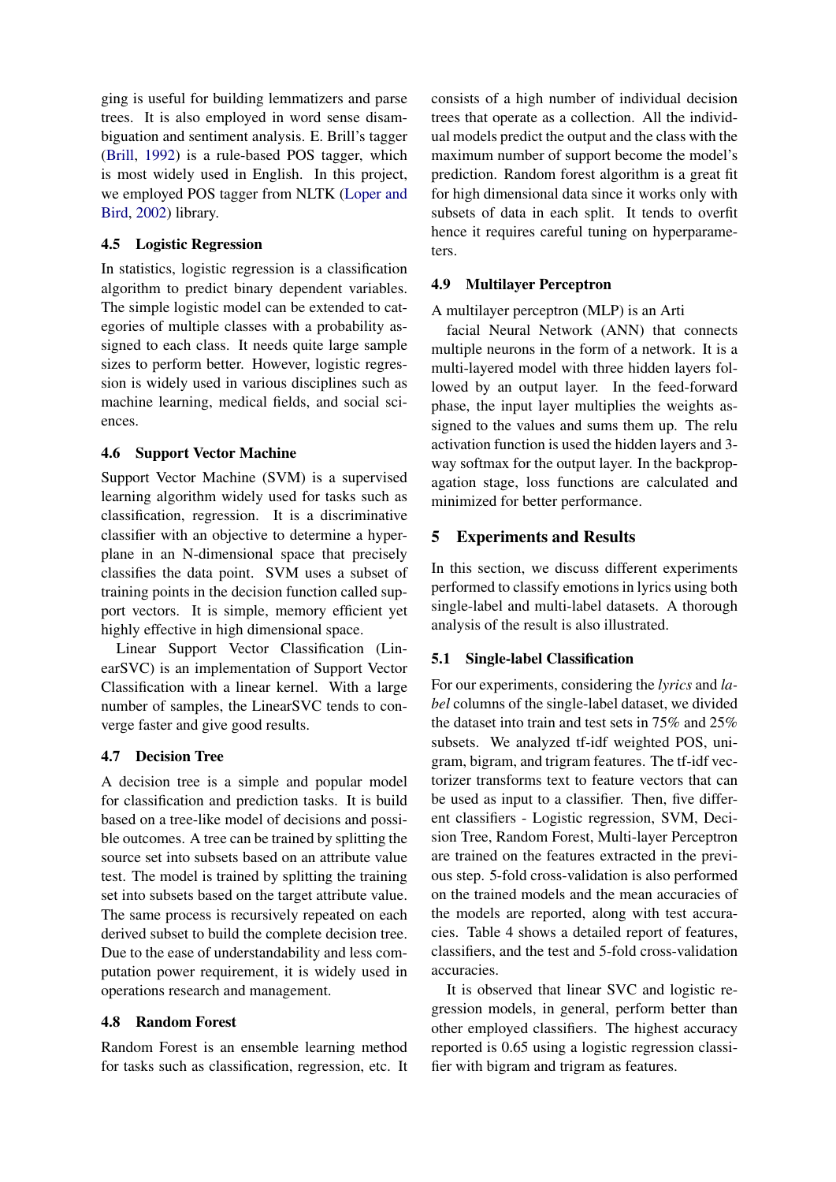ging is useful for building lemmatizers and parse trees. It is also employed in word sense disambiguation and sentiment analysis. E. Brill's tagger (Brill, 1992) is a rule-based POS tagger, which is most widely used in English. In this project, we employed POS tagger from NLTK (Loper and Bird, 2002) library.

### 4.5 Logistic Regression

In statistics, logistic regression is a classification algorithm to predict binary dependent variables. The simple logistic model can be extended to categories of multiple classes with a probability assigned to each class. It needs quite large sample sizes to perform better. However, logistic regression is widely used in various disciplines such as machine learning, medical fields, and social sciences.

### 4.6 Support Vector Machine

Support Vector Machine (SVM) is a supervised learning algorithm widely used for tasks such as classification, regression. It is a discriminative classifier with an objective to determine a hyperplane in an N-dimensional space that precisely classifies the data point. SVM uses a subset of training points in the decision function called support vectors. It is simple, memory efficient yet highly effective in high dimensional space.

Linear Support Vector Classification (LinearSVC) is an implementation of Support Vector Classification with a linear kernel. With a large number of samples, the LinearSVC tends to converge faster and give good results.

### 4.7 Decision Tree

A decision tree is a simple and popular model for classification and prediction tasks. It is build based on a tree-like model of decisions and possible outcomes. A tree can be trained by splitting the source set into subsets based on an attribute value test. The model is trained by splitting the training set into subsets based on the target attribute value. The same process is recursively repeated on each derived subset to build the complete decision tree. Due to the ease of understandability and less computation power requirement, it is widely used in operations research and management.

### 4.8 Random Forest

Random Forest is an ensemble learning method for tasks such as classification, regression, etc. It consists of a high number of individual decision trees that operate as a collection. All the individual models predict the output and the class with the maximum number of support become the model's prediction. Random forest algorithm is a great fit for high dimensional data since it works only with subsets of data in each split. It tends to overfit hence it requires careful tuning on hyperparameters.

### 4.9 Multilayer Perceptron

A multilayer perceptron (MLP) is an Arti facial Neural Network (ANN) that connects multiple neurons in the form of a network. It is a multi-layered model with three hidden layers followed by an output layer. In the feed-forward phase, the input layer multiplies the weights assigned to the values and sums them up. The relu activation function is used the hidden layers and 3-way softmax for the output layer. In the backpropagation stage, loss functions are calculated and minimized for better performance.

## 5 Experiments and Results

In this section, we discuss different experiments performed to classify emotions in lyrics using both single-label and multi-label datasets. A thorough analysis of the result is also illustrated.

### 5.1 Single-label Classification

For our experiments, considering the *lyrics* and *label* columns of the single-label dataset, we divided the dataset into train and test sets in 75% and 25% subsets. We analyzed tf-idf weighted POS, unigram, bigram, and trigram features. The tf-idf vectorizer transforms text to feature vectors that can be used as input to a classifier. Then, five different classifiers - Logistic regression, SVM, Decision Tree, Random Forest, Multi-layer Perceptron are trained on the features extracted in the previous step. 5-fold cross-validation is also performed on the trained models and the mean accuracies of the models are reported, along with test accuracies. Table 4 shows a detailed report of features, classifiers, and the test and 5-fold cross-validation accuracies.

It is observed that linear SVC and logistic regression models, in general, perform better than other employed classifiers. The highest accuracy reported is 0.65 using a logistic regression classifier with bigram and trigram as features.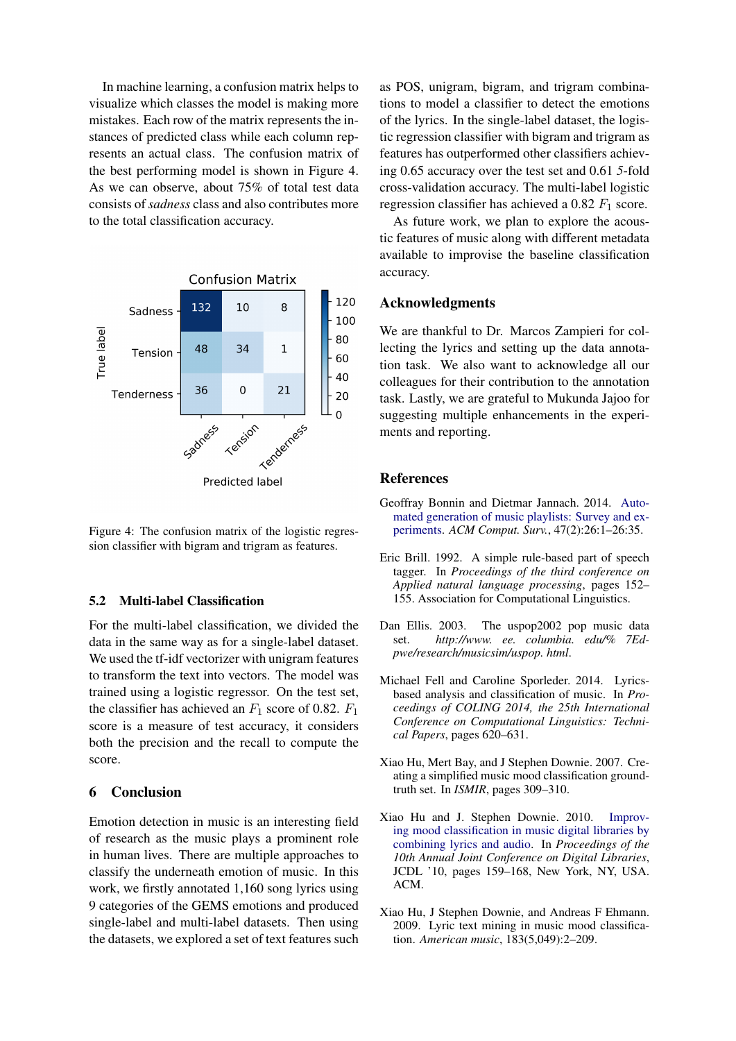In machine learning, a confusion matrix helps to visualize which classes the model is making more mistakes. Each row of the matrix represents the instances of predicted class while each column represents an actual class. The confusion matrix of the best performing model is shown in Figure 4. As we can observe, about 75% of total test data consists of *sadness* class and also contributes more to the total classification accuracy.

| True label \ Predicted label | Sadness | Tension | Tenderness |
| --- | --- | --- | --- |
| Sadness | 132 | 10 | 8 |
| Tension | 48 | 34 | 1 |
| Tenderness | 36 | 0 | 21 |

Figure 4: The confusion matrix of the logistic regression classifier with bigram and trigram as features.

### 5.2 Multi-label Classification

For the multi-label classification, we divided the data in the same way as for a single-label dataset. We used the tf-idf vectorizer with unigram features to transform the text into vectors. The model was trained using a logistic regressor. On the test set, the classifier has achieved an $F_1$ score of 0.82. $F_1$ score is a measure of test accuracy, it considers both the precision and the recall to compute the score.

## 6 Conclusion

Emotion detection in music is an interesting field of research as the music plays a prominent role in human lives. There are multiple approaches to classify the underneath emotion of music. In this work, we firstly annotated 1,160 song lyrics using 9 categories of the GEMS emotions and produced single-label and multi-label datasets. Then using the datasets, we explored a set of text features such as POS, unigram, bigram, and trigram combinations to model a classifier to detect the emotions of the lyrics. In the single-label dataset, the logistic regression classifier with bigram and trigram as features has outperformed other classifiers achieving 0.65 accuracy over the test set and 0.61 5-fold cross-validation accuracy. The multi-label logistic regression classifier has achieved a 0.82 $F_1$ score.

As future work, we plan to explore the acoustic features of music along with different metadata available to improvise the baseline classification accuracy.

## Acknowledgments

We are thankful to Dr. Marcos Zampieri for collecting the lyrics and setting up the data annotation task. We also want to acknowledge all our colleagues for their contribution to the annotation task. Lastly, we are grateful to Mukunda Jajoo for suggesting multiple enhancements in the experiments and reporting.

## References

Geoffray Bonnin and Dietmar Jannach. 2014. Automated generation of music playlists: Survey and experiments. *ACM Comput. Surv.*, 47(2):26:1–26:35.

Eric Brill. 1992. A simple rule-based part of speech tagger. In *Proceedings of the third conference on Applied natural language processing*, pages 152–155. Association for Computational Linguistics.

Dan Ellis. 2003. The uspop2002 pop music data set. *http://www. ee. columbia. edu/% 7Edpwe/research/musicsim/uspop. html*.

Michael Fell and Caroline Sporleder. 2014. Lyrics-based analysis and classification of music. In *Proceedings of COLING 2014, the 25th International Conference on Computational Linguistics: Technical Papers*, pages 620–631.

Xiao Hu, Mert Bay, and J Stephen Downie. 2007. Creating a simplified music mood classification ground-truth set. In *ISMIR*, pages 309–310.

Xiao Hu and J. Stephen Downie. 2010. Improving mood classification in music digital libraries by combining lyrics and audio. In *Proceedings of the 10th Annual Joint Conference on Digital Libraries*, JCDL '10, pages 159–168, New York, NY, USA. ACM.

Xiao Hu, J Stephen Downie, and Andreas F Ehmann. 2009. Lyric text mining in music mood classification. *American music*, 183(5,049):2–209.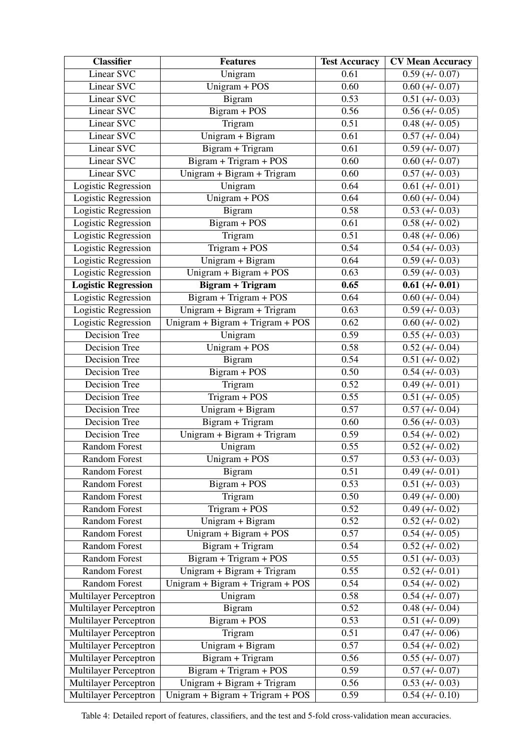| **Classifier** | **Features** | **Test Accuracy** | **CV Mean Accuracy** |
|---|---|---|---|
| Linear SVC | Unigram | 0.61 | 0.59 (+/- 0.07) |
| Linear SVC | Unigram + POS | 0.60 | 0.60 (+/- 0.07) |
| Linear SVC | Bigram | 0.53 | 0.51 (+/- 0.03) |
| Linear SVC | Bigram + POS | 0.56 | 0.56 (+/- 0.05) |
| Linear SVC | Trigram | 0.51 | 0.48 (+/- 0.05) |
| Linear SVC | Unigram + Bigram | 0.61 | 0.57 (+/- 0.04) |
| Linear SVC | Bigram + Trigram | 0.61 | 0.59 (+/- 0.07) |
| Linear SVC | Bigram + Trigram + POS | 0.60 | 0.60 (+/- 0.07) |
| Linear SVC | Unigram + Bigram + Trigram | 0.60 | 0.57 (+/- 0.03) |
| Logistic Regression | Unigram | 0.64 | 0.61 (+/- 0.01) |
| Logistic Regression | Unigram + POS | 0.64 | 0.60 (+/- 0.04) |
| Logistic Regression | Bigram | 0.58 | 0.53 (+/- 0.03) |
| Logistic Regression | Bigram + POS | 0.61 | 0.58 (+/- 0.02) |
| Logistic Regression | Trigram | 0.51 | 0.48 (+/- 0.06) |
| Logistic Regression | Trigram + POS | 0.54 | 0.54 (+/- 0.03) |
| Logistic Regression | Unigram + Bigram | 0.64 | 0.59 (+/- 0.03) |
| Logistic Regression | Unigram + Bigram + POS | 0.63 | 0.59 (+/- 0.03) |
| **Logistic Regression** | **Bigram + Trigram** | **0.65** | **0.61 (+/- 0.01)** |
| Logistic Regression | Bigram + Trigram + POS | 0.64 | 0.60 (+/- 0.04) |
| Logistic Regression | Unigram + Bigram + Trigram | 0.63 | 0.59 (+/- 0.03) |
| Logistic Regression | Unigram + Bigram + Trigram + POS | 0.62 | 0.60 (+/- 0.02) |
| Decision Tree | Unigram | 0.59 | 0.55 (+/- 0.03) |
| Decision Tree | Unigram + POS | 0.58 | 0.52 (+/- 0.04) |
| Decision Tree | Bigram | 0.54 | 0.51 (+/- 0.02) |
| Decision Tree | Bigram + POS | 0.50 | 0.54 (+/- 0.03) |
| Decision Tree | Trigram | 0.52 | 0.49 (+/- 0.01) |
| Decision Tree | Trigram + POS | 0.55 | 0.51 (+/- 0.05) |
| Decision Tree | Unigram + Bigram | 0.57 | 0.57 (+/- 0.04) |
| Decision Tree | Bigram + Trigram | 0.60 | 0.56 (+/- 0.03) |
| Decision Tree | Unigram + Bigram + Trigram | 0.59 | 0.54 (+/- 0.02) |
| Random Forest | Unigram | 0.55 | 0.52 (+/- 0.02) |
| Random Forest | Unigram + POS | 0.57 | 0.53 (+/- 0.03) |
| Random Forest | Bigram | 0.51 | 0.49 (+/- 0.01) |
| Random Forest | Bigram + POS | 0.53 | 0.51 (+/- 0.03) |
| Random Forest | Trigram | 0.50 | 0.49 (+/- 0.00) |
| Random Forest | Trigram + POS | 0.52 | 0.49 (+/- 0.02) |
| Random Forest | Unigram + Bigram | 0.52 | 0.52 (+/- 0.02) |
| Random Forest | Unigram + Bigram + POS | 0.57 | 0.54 (+/- 0.05) |
| Random Forest | Bigram + Trigram | 0.54 | 0.52 (+/- 0.02) |
| Random Forest | Bigram + Trigram + POS | 0.55 | 0.51 (+/- 0.03) |
| Random Forest | Unigram + Bigram + Trigram | 0.55 | 0.52 (+/- 0.01) |
| Random Forest | Unigram + Bigram + Trigram + POS | 0.54 | 0.54 (+/- 0.02) |
| Multilayer Perceptron | Unigram | 0.58 | 0.54 (+/- 0.07) |
| Multilayer Perceptron | Bigram | 0.52 | 0.48 (+/- 0.04) |
| Multilayer Perceptron | Bigram + POS | 0.53 | 0.51 (+/- 0.09) |
| Multilayer Perceptron | Trigram | 0.51 | 0.47 (+/- 0.06) |
| Multilayer Perceptron | Unigram + Bigram | 0.57 | 0.54 (+/- 0.02) |
| Multilayer Perceptron | Bigram + Trigram | 0.56 | 0.55 (+/- 0.07) |
| Multilayer Perceptron | Bigram + Trigram + POS | 0.59 | 0.57 (+/- 0.07) |
| Multilayer Perceptron | Unigram + Bigram + Trigram | 0.56 | 0.53 (+/- 0.03) |
| Multilayer Perceptron | Unigram + Bigram + Trigram + POS | 0.59 | 0.54 (+/- 0.10) |

Table 4: Detailed report of features, classifiers, and the test and 5-fold cross-validation mean accuracies.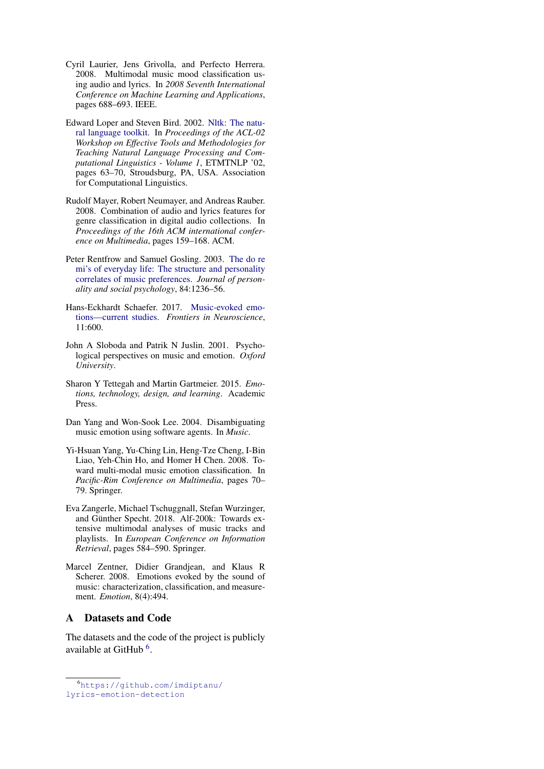Cyril Laurier, Jens Grivolla, and Perfecto Herrera. 2008. Multimodal music mood classification using audio and lyrics. In *2008 Seventh International Conference on Machine Learning and Applications*, pages 688–693. IEEE.

Edward Loper and Steven Bird. 2002. Nltk: The natural language toolkit. In *Proceedings of the ACL-02 Workshop on Effective Tools and Methodologies for Teaching Natural Language Processing and Computational Linguistics - Volume 1*, ETMTNLP '02, pages 63–70, Stroudsburg, PA, USA. Association for Computational Linguistics.

Rudolf Mayer, Robert Neumayer, and Andreas Rauber. 2008. Combination of audio and lyrics features for genre classification in digital audio collections. In *Proceedings of the 16th ACM international conference on Multimedia*, pages 159–168. ACM.

Peter Rentfrow and Samuel Gosling. 2003. The do re mi's of everyday life: The structure and personality correlates of music preferences. *Journal of personality and social psychology*, 84:1236–56.

Hans-Eckhardt Schaefer. 2017. Music-evoked emotions—current studies. *Frontiers in Neuroscience*, 11:600.

John A Sloboda and Patrik N Juslin. 2001. Psychological perspectives on music and emotion. *Oxford University*.

Sharon Y Tettegah and Martin Gartmeier. 2015. *Emotions, technology, design, and learning*. Academic Press.

Dan Yang and Won-Sook Lee. 2004. Disambiguating music emotion using software agents. In *Music*.

Yi-Hsuan Yang, Yu-Ching Lin, Heng-Tze Cheng, I-Bin Liao, Yeh-Chin Ho, and Homer H Chen. 2008. Toward multi-modal music emotion classification. In *Pacific-Rim Conference on Multimedia*, pages 70–79. Springer.

Eva Zangerle, Michael Tschuggnall, Stefan Wurzinger, and Günther Specht. 2018. Alf-200k: Towards extensive multimodal analyses of music tracks and playlists. In *European Conference on Information Retrieval*, pages 584–590. Springer.

Marcel Zentner, Didier Grandjean, and Klaus R Scherer. 2008. Emotions evoked by the sound of music: characterization, classification, and measurement. *Emotion*, 8(4):494.

## A Datasets and Code

The datasets and the code of the project is publicly available at GitHub [6].

[6] https://github.com/imdiptanu/lyrics-emotion-detection